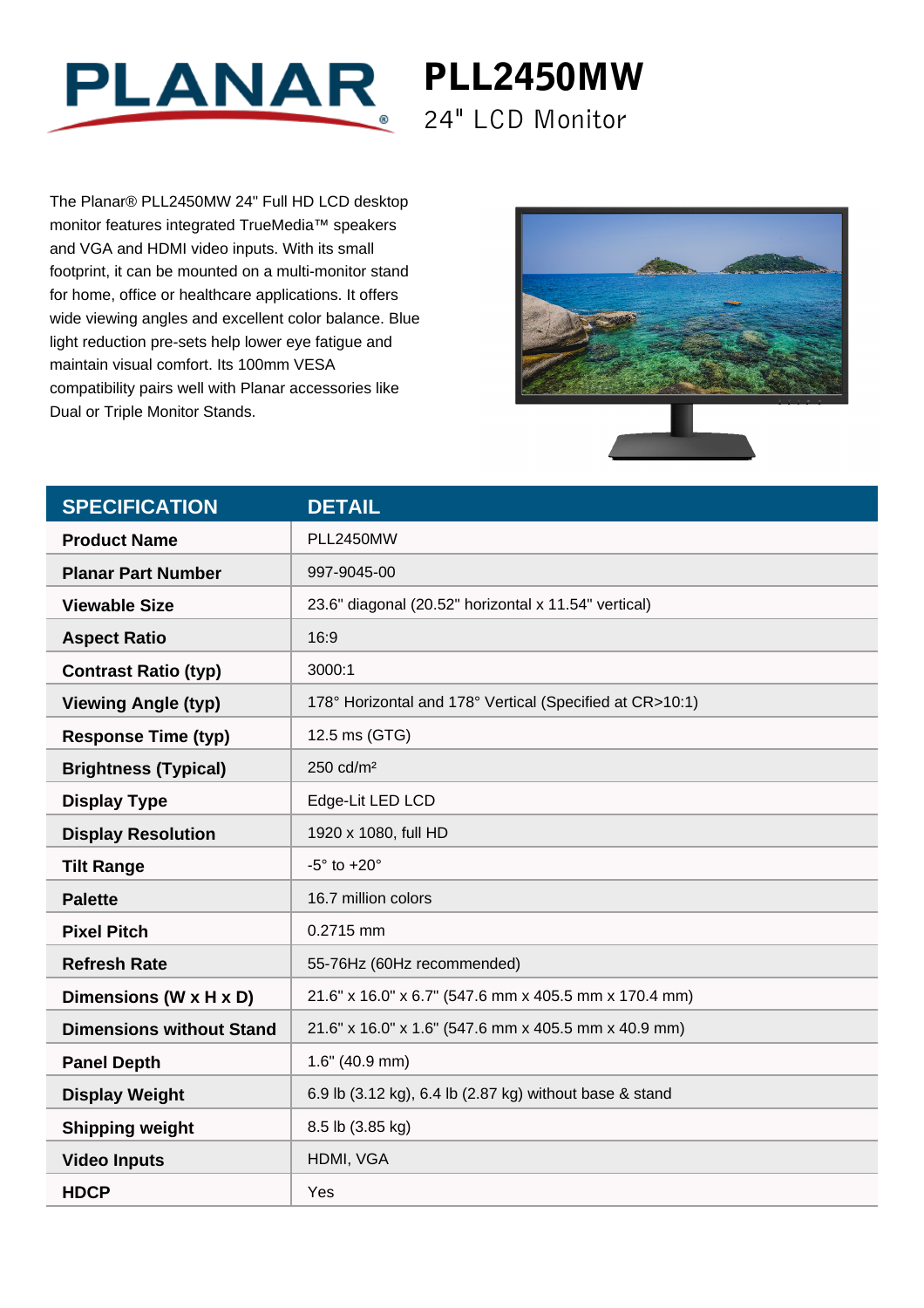PLANAR

# PLL2450MW

## 24" LCD Monitor

The Planar® PLL2450MW 24" Full HD LCD desktop monitor features integrated TrueMedia™ speakers and VGA and HDMI video inputs. With its small footprint, it can be mounted on a multi-monitor stand for home, office or healthcare applications. It offers wide viewing angles and excellent color balance. Blue light reduction pre-sets help lower eye fatigue and maintain visual comfort. Its 100mm VESA compatibility pairs well with Planar accessories like Dual or Triple Monitor Stands.

| SPECIFICATION | DETAIL |
|---|---|
| **Product Name** | PLL2450MW |
| **Planar Part Number** | 997-9045-00 |
| **Viewable Size** | 23.6" diagonal (20.52" horizontal x 11.54" vertical) |
| **Aspect Ratio** | 16:9 |
| **Contrast Ratio (typ)** | 3000:1 |
| **Viewing Angle (typ)** | 178° Horizontal and 178° Vertical (Specified at CR>10:1) |
| **Response Time (typ)** | 12.5 ms (GTG) |
| **Brightness (Typical)** | 250 cd/m² |
| **Display Type** | Edge-Lit LED LCD |
| **Display Resolution** | 1920 x 1080, full HD |
| **Tilt Range** | -5° to +20° |
| **Palette** | 16.7 million colors |
| **Pixel Pitch** | 0.2715 mm |
| **Refresh Rate** | 55-76Hz (60Hz recommended) |
| **Dimensions (W x H x D)** | 21.6" x 16.0" x 6.7" (547.6 mm x 405.5 mm x 170.4 mm) |
| **Dimensions without Stand** | 21.6" x 16.0" x 1.6" (547.6 mm x 405.5 mm x 40.9 mm) |
| **Panel Depth** | 1.6" (40.9 mm) |
| **Display Weight** | 6.9 lb (3.12 kg), 6.4 lb (2.87 kg) without base & stand |
| **Shipping weight** | 8.5 lb (3.85 kg) |
| **Video Inputs** | HDMI, VGA |
| **HDCP** | Yes |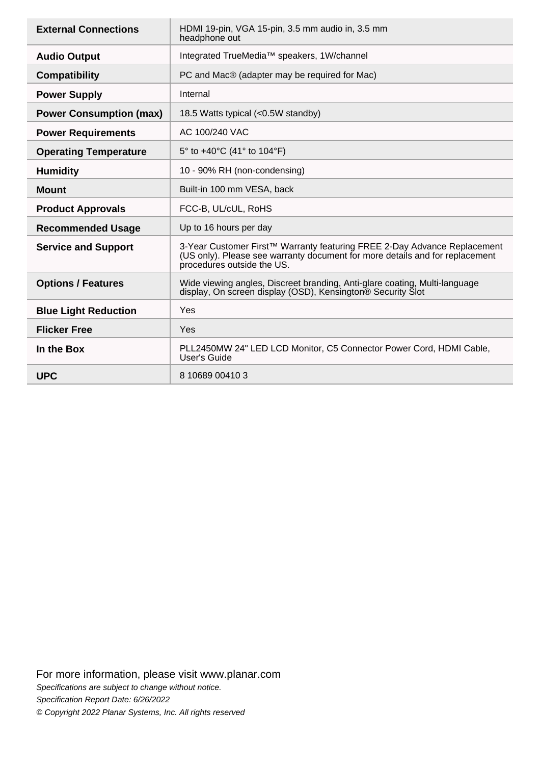| | |
|---|---|
| **External Connections** | HDMI 19-pin, VGA 15-pin, 3.5 mm audio in, 3.5 mm headphone out |
| **Audio Output** | Integrated TrueMedia™ speakers, 1W/channel |
| **Compatibility** | PC and Mac® (adapter may be required for Mac) |
| **Power Supply** | Internal |
| **Power Consumption (max)** | 18.5 Watts typical (<0.5W standby) |
| **Power Requirements** | AC 100/240 VAC |
| **Operating Temperature** | 5° to +40°C (41° to 104°F) |
| **Humidity** | 10 - 90% RH (non-condensing) |
| **Mount** | Built-in 100 mm VESA, back |
| **Product Approvals** | FCC-B, UL/cUL, RoHS |
| **Recommended Usage** | Up to 16 hours per day |
| **Service and Support** | 3-Year Customer First™ Warranty featuring FREE 2-Day Advance Replacement (US only). Please see warranty document for more details and for replacement procedures outside the US. |
| **Options / Features** | Wide viewing angles, Discreet branding, Anti-glare coating, Multi-language display, On screen display (OSD), Kensington® Security Slot |
| **Blue Light Reduction** | Yes |
| **Flicker Free** | Yes |
| **In the Box** | PLL2450MW 24" LED LCD Monitor, C5 Connector Power Cord, HDMI Cable, User's Guide |
| **UPC** | 8 10689 00410 3 |

For more information, please visit www.planar.com

*Specifications are subject to change without notice.*

*Specification Report Date: 6/26/2022*

*© Copyright 2022 Planar Systems, Inc. All rights reserved*